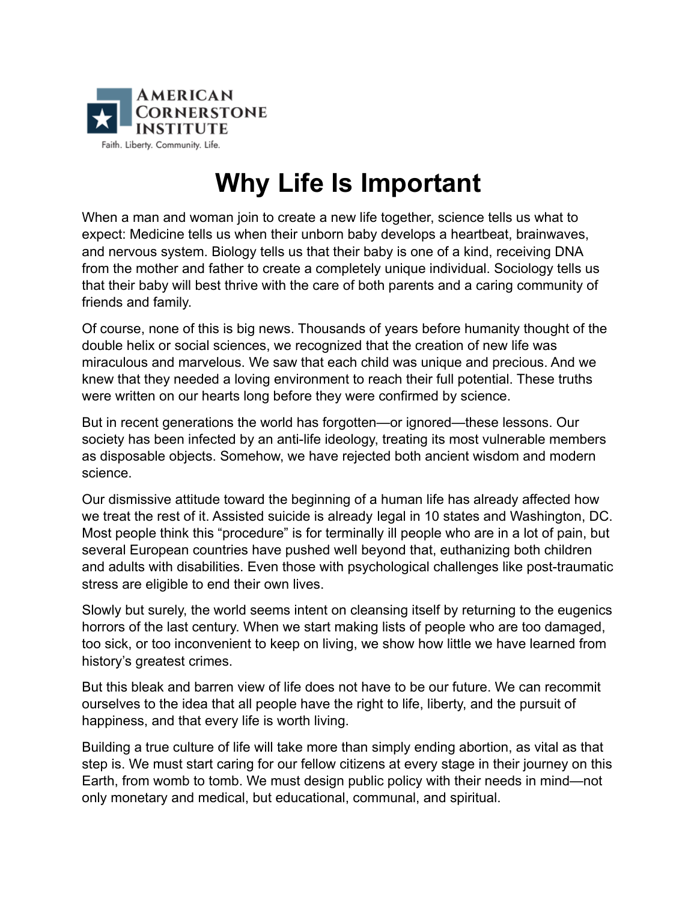AMERICAN CORNERSTONE INSTITUTE

Faith. Liberty. Community. Life.

# Why Life Is Important

When a man and woman join to create a new life together, science tells us what to expect: Medicine tells us when their unborn baby develops a heartbeat, brainwaves, and nervous system. Biology tells us that their baby is one of a kind, receiving DNA from the mother and father to create a completely unique individual. Sociology tells us that their baby will best thrive with the care of both parents and a caring community of friends and family.

Of course, none of this is big news. Thousands of years before humanity thought of the double helix or social sciences, we recognized that the creation of new life was miraculous and marvelous. We saw that each child was unique and precious. And we knew that they needed a loving environment to reach their full potential. These truths were written on our hearts long before they were confirmed by science.

But in recent generations the world has forgotten—or ignored—these lessons. Our society has been infected by an anti-life ideology, treating its most vulnerable members as disposable objects. Somehow, we have rejected both ancient wisdom and modern science.

Our dismissive attitude toward the beginning of a human life has already affected how we treat the rest of it. Assisted suicide is already legal in 10 states and Washington, DC. Most people think this "procedure" is for terminally ill people who are in a lot of pain, but several European countries have pushed well beyond that, euthanizing both children and adults with disabilities. Even those with psychological challenges like post-traumatic stress are eligible to end their own lives.

Slowly but surely, the world seems intent on cleansing itself by returning to the eugenics horrors of the last century. When we start making lists of people who are too damaged, too sick, or too inconvenient to keep on living, we show how little we have learned from history's greatest crimes.

But this bleak and barren view of life does not have to be our future. We can recommit ourselves to the idea that all people have the right to life, liberty, and the pursuit of happiness, and that every life is worth living.

Building a true culture of life will take more than simply ending abortion, as vital as that step is. We must start caring for our fellow citizens at every stage in their journey on this Earth, from womb to tomb. We must design public policy with their needs in mind—not only monetary and medical, but educational, communal, and spiritual.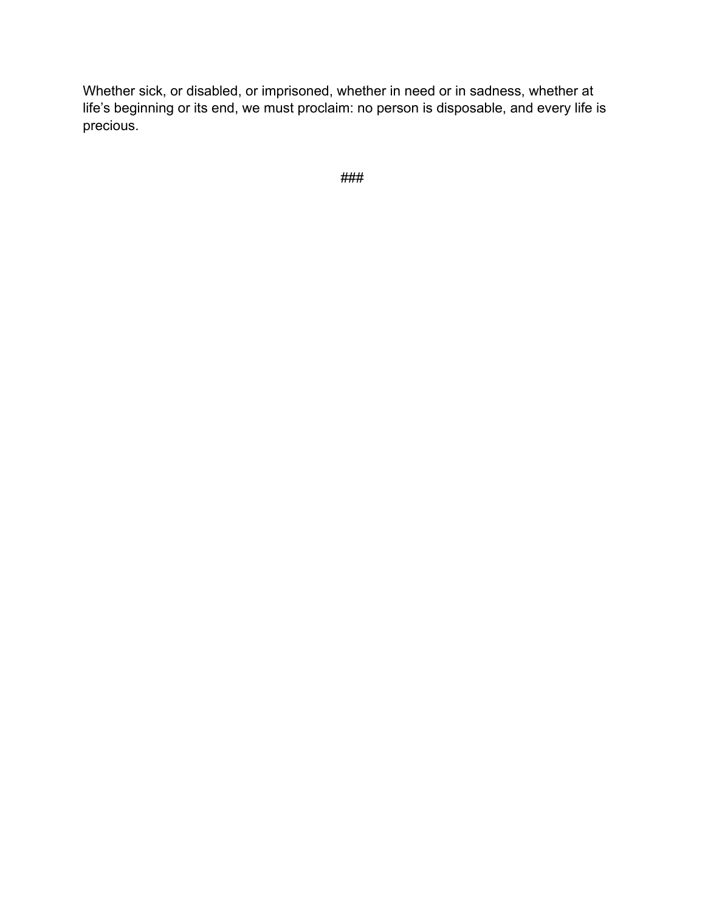Whether sick, or disabled, or imprisoned, whether in need or in sadness, whether at life’s beginning or its end, we must proclaim: no person is disposable, and every life is precious.

###